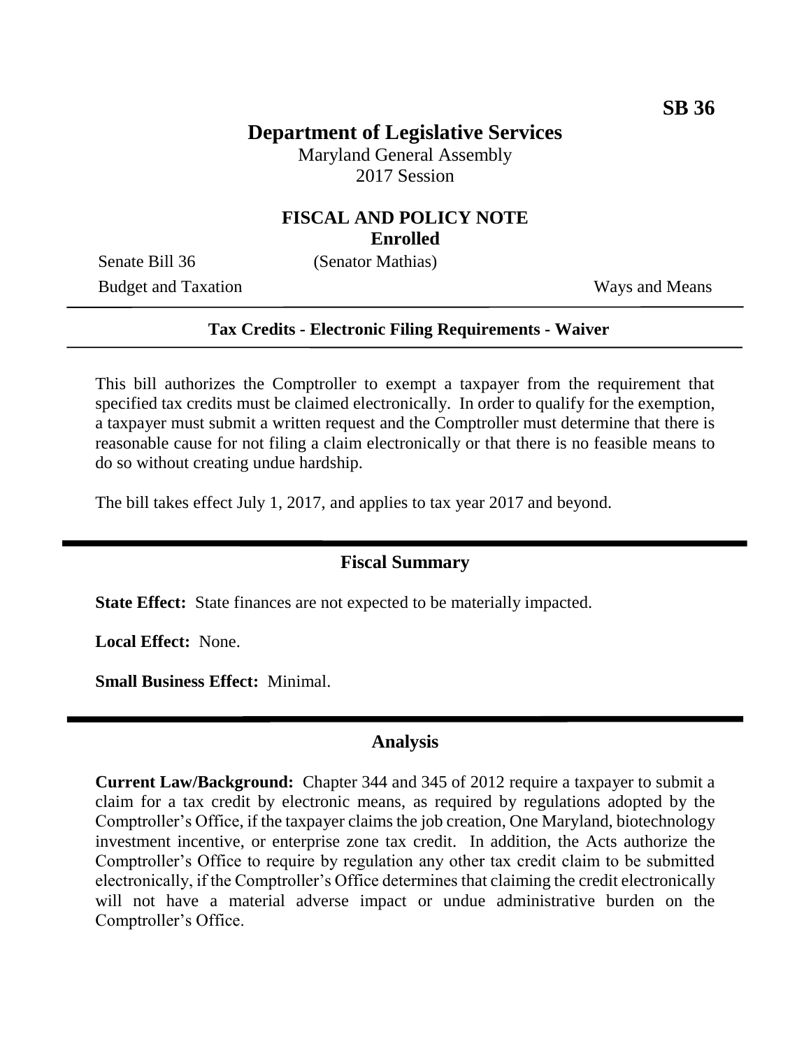**SB 36**

# Department of Legislative Services

Maryland General Assembly
2017 Session

## FISCAL AND POLICY NOTE
**Enrolled**

Senate Bill 36 (Senator Mathias)

Budget and Taxation Ways and Means

---

**Tax Credits - Electronic Filing Requirements - Waiver**

---

This bill authorizes the Comptroller to exempt a taxpayer from the requirement that specified tax credits must be claimed electronically. In order to qualify for the exemption, a taxpayer must submit a written request and the Comptroller must determine that there is reasonable cause for not filing a claim electronically or that there is no feasible means to do so without creating undue hardship.

The bill takes effect July 1, 2017, and applies to tax year 2017 and beyond.

## Fiscal Summary

**State Effect:** State finances are not expected to be materially impacted.

**Local Effect:** None.

**Small Business Effect:** Minimal.

## Analysis

**Current Law/Background:** Chapter 344 and 345 of 2012 require a taxpayer to submit a claim for a tax credit by electronic means, as required by regulations adopted by the Comptroller's Office, if the taxpayer claims the job creation, One Maryland, biotechnology investment incentive, or enterprise zone tax credit. In addition, the Acts authorize the Comptroller's Office to require by regulation any other tax credit claim to be submitted electronically, if the Comptroller's Office determines that claiming the credit electronically will not have a material adverse impact or undue administrative burden on the Comptroller's Office.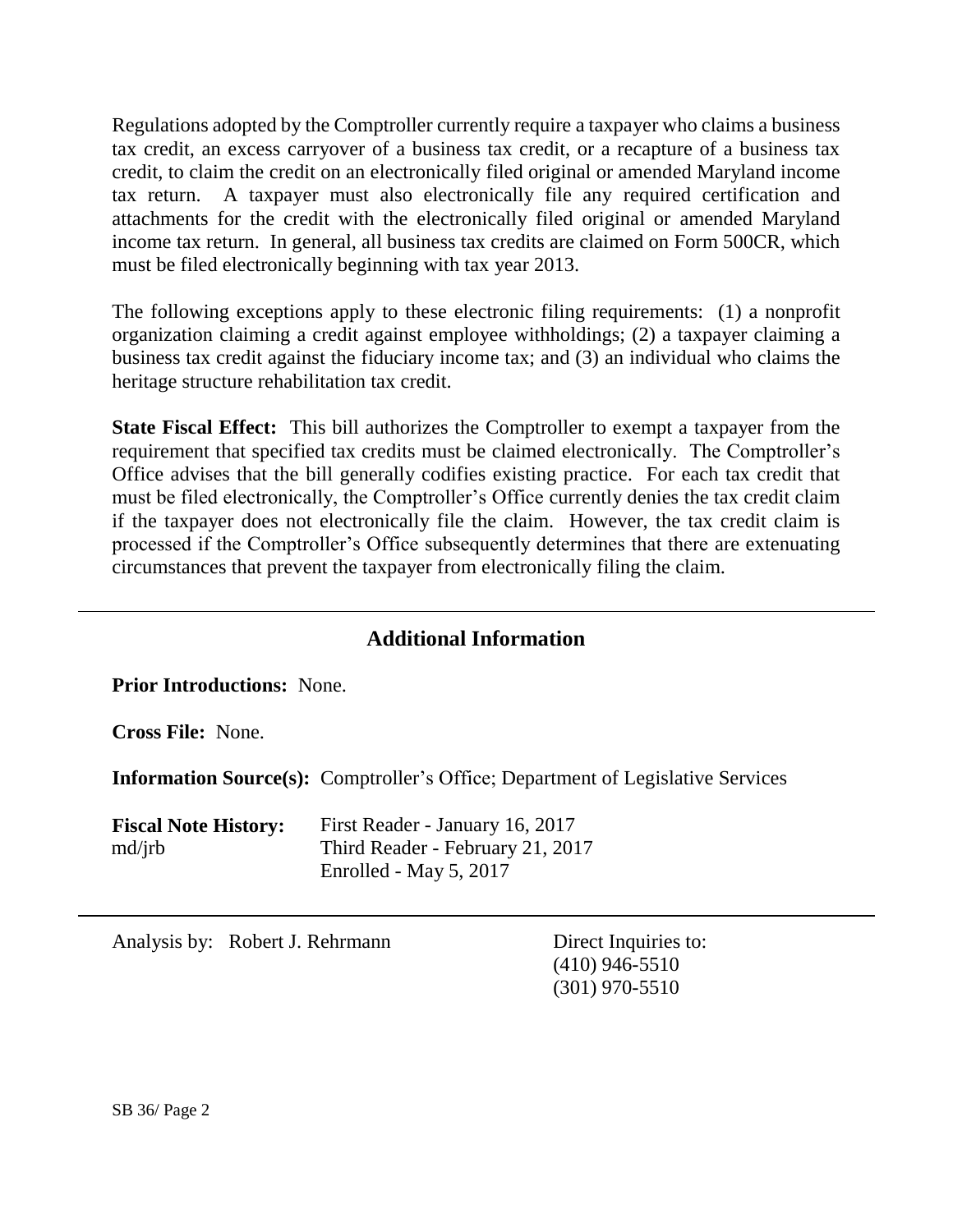Regulations adopted by the Comptroller currently require a taxpayer who claims a business tax credit, an excess carryover of a business tax credit, or a recapture of a business tax credit, to claim the credit on an electronically filed original or amended Maryland income tax return. A taxpayer must also electronically file any required certification and attachments for the credit with the electronically filed original or amended Maryland income tax return. In general, all business tax credits are claimed on Form 500CR, which must be filed electronically beginning with tax year 2013.

The following exceptions apply to these electronic filing requirements: (1) a nonprofit organization claiming a credit against employee withholdings; (2) a taxpayer claiming a business tax credit against the fiduciary income tax; and (3) an individual who claims the heritage structure rehabilitation tax credit.

**State Fiscal Effect:** This bill authorizes the Comptroller to exempt a taxpayer from the requirement that specified tax credits must be claimed electronically. The Comptroller's Office advises that the bill generally codifies existing practice. For each tax credit that must be filed electronically, the Comptroller's Office currently denies the tax credit claim if the taxpayer does not electronically file the claim. However, the tax credit claim is processed if the Comptroller's Office subsequently determines that there are extenuating circumstances that prevent the taxpayer from electronically filing the claim.

## Additional Information

**Prior Introductions:** None.

**Cross File:** None.

**Information Source(s):** Comptroller's Office; Department of Legislative Services

**Fiscal Note History:** First Reader - January 16, 2017
md/jrb Third Reader - February 21, 2017
Enrolled - May 5, 2017

Analysis by: Robert J. Rehrmann

Direct Inquiries to:
(410) 946-5510
(301) 970-5510